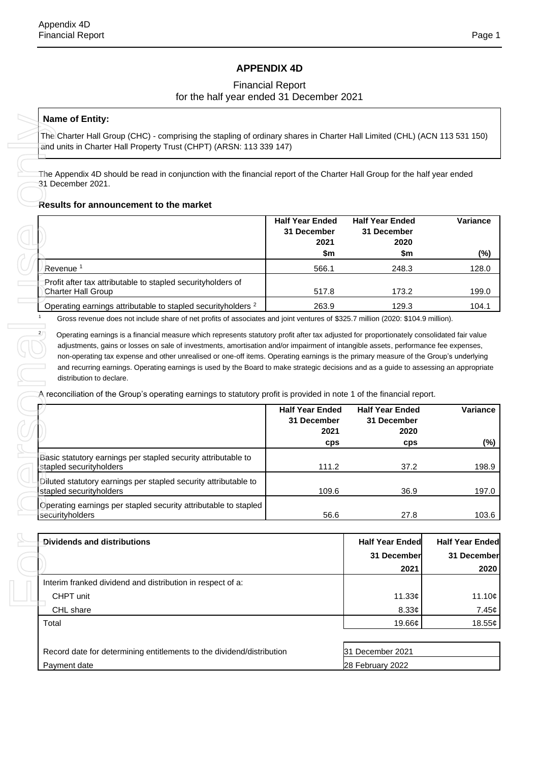# APPENDIX 4D

Financial Report
for the half year ended 31 December 2021

**Name of Entity:**

The Charter Hall Group (CHC) - comprising the stapling of ordinary shares in Charter Hall Limited (CHL) (ACN 113 531 150) and units in Charter Hall Property Trust (CHPT) (ARSN: 113 339 147)

The Appendix 4D should be read in conjunction with the financial report of the Charter Hall Group for the half year ended 31 December 2021.

## Results for announcement to the market

| | Half Year Ended 31 December 2021 $m | Half Year Ended 31 December 2020 $m | Variance (%) |
|---|---|---|---|
| Revenue [1] | 566.1 | 248.3 | 128.0 |
| Profit after tax attributable to stapled securityholders of Charter Hall Group | 517.8 | 173.2 | 199.0 |
| Operating earnings attributable to stapled securityholders [2] | 263.9 | 129.3 | 104.1 |

[1] Gross revenue does not include share of net profits of associates and joint ventures of $325.7 million (2020: $104.9 million).

[2] Operating earnings is a financial measure which represents statutory profit after tax adjusted for proportionately consolidated fair value adjustments, gains or losses on sale of investments, amortisation and/or impairment of intangible assets, performance fee expenses, non-operating tax expense and other unrealised or one-off items. Operating earnings is the primary measure of the Group's underlying and recurring earnings. Operating earnings is used by the Board to make strategic decisions and as a guide to assessing an appropriate distribution to declare.

A reconciliation of the Group's operating earnings to statutory profit is provided in note 1 of the financial report.

| | Half Year Ended 31 December 2021 cps | Half Year Ended 31 December 2020 cps | Variance (%) |
|---|---|---|---|
| Basic statutory earnings per stapled security attributable to stapled securityholders | 111.2 | 37.2 | 198.9 |
| Diluted statutory earnings per stapled security attributable to stapled securityholders | 109.6 | 36.9 | 197.0 |
| Operating earnings per stapled security attributable to stapled securityholders | 56.6 | 27.8 | 103.6 |

| Dividends and distributions | Half Year Ended 31 December 2021 | Half Year Ended 31 December 2020 |
|---|---|---|
| Interim franked dividend and distribution in respect of a: | | |
| CHPT unit | 11.33¢ | 11.10¢ |
| CHL share | 8.33¢ | 7.45¢ |
| Total | 19.66¢ | 18.55¢ |

| | |
|---|---|
| Record date for determining entitlements to the dividend/distribution | 31 December 2021 |
| Payment date | 28 February 2022 |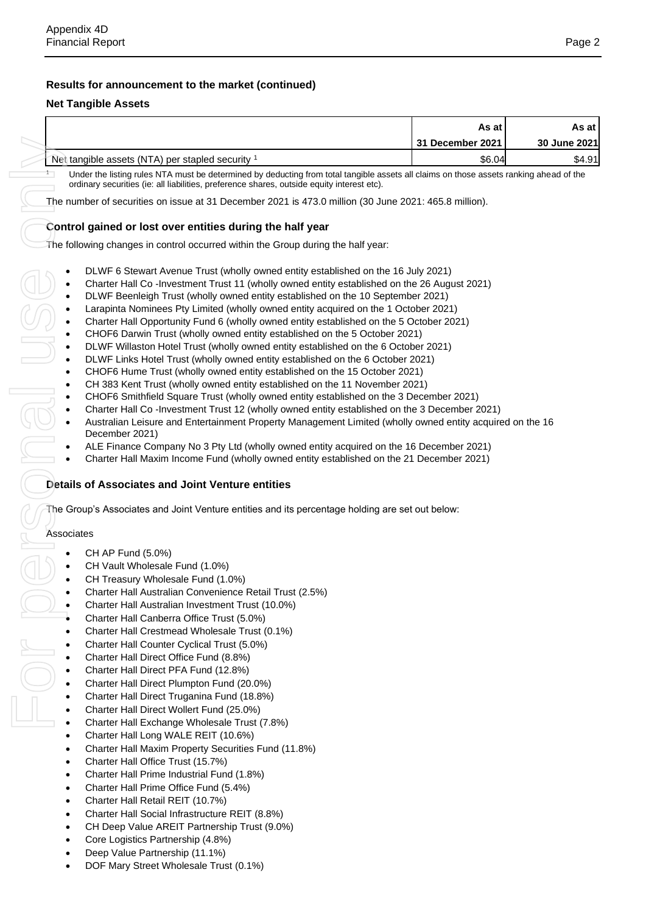## Results for announcement to the market (continued)

### Net Tangible Assets

| | As at 31 December 2021 | As at 30 June 2021 |
|---|---|---|
| Net tangible assets (NTA) per stapled security [1] | $6.04 | $4.91 |

[1] Under the listing rules NTA must be determined by deducting from total tangible assets all claims on those assets ranking ahead of the ordinary securities (ie: all liabilities, preference shares, outside equity interest etc).

The number of securities on issue at 31 December 2021 is 473.0 million (30 June 2021: 465.8 million).

### Control gained or lost over entities during the half year

The following changes in control occurred within the Group during the half year:

- DLWF 6 Stewart Avenue Trust (wholly owned entity established on the 16 July 2021)
- Charter Hall Co -Investment Trust 11 (wholly owned entity established on the 26 August 2021)
- DLWF Beenleigh Trust (wholly owned entity established on the 10 September 2021)
- Larapinta Nominees Pty Limited (wholly owned entity acquired on the 1 October 2021)
- Charter Hall Opportunity Fund 6 (wholly owned entity established on the 5 October 2021)
- CHOF6 Darwin Trust (wholly owned entity established on the 5 October 2021)
- DLWF Willaston Hotel Trust (wholly owned entity established on the 6 October 2021)
- DLWF Links Hotel Trust (wholly owned entity established on the 6 October 2021)
- CHOF6 Hume Trust (wholly owned entity established on the 15 October 2021)
- CH 383 Kent Trust (wholly owned entity established on the 11 November 2021)
- CHOF6 Smithfield Square Trust (wholly owned entity established on the 3 December 2021)
- Charter Hall Co -Investment Trust 12 (wholly owned entity established on the 3 December 2021)
- Australian Leisure and Entertainment Property Management Limited (wholly owned entity acquired on the 16 December 2021)
- ALE Finance Company No 3 Pty Ltd (wholly owned entity acquired on the 16 December 2021)
- Charter Hall Maxim Income Fund (wholly owned entity established on the 21 December 2021)

### Details of Associates and Joint Venture entities

The Group's Associates and Joint Venture entities and its percentage holding are set out below:

Associates

- CH AP Fund (5.0%)
- CH Vault Wholesale Fund (1.0%)
- CH Treasury Wholesale Fund (1.0%)
- Charter Hall Australian Convenience Retail Trust (2.5%)
- Charter Hall Australian Investment Trust (10.0%)
- Charter Hall Canberra Office Trust (5.0%)
- Charter Hall Crestmead Wholesale Trust (0.1%)
- Charter Hall Counter Cyclical Trust (5.0%)
- Charter Hall Direct Office Fund (8.8%)
- Charter Hall Direct PFA Fund (12.8%)
- Charter Hall Direct Plumpton Fund (20.0%)
- Charter Hall Direct Truganina Fund (18.8%)
- Charter Hall Direct Wollert Fund (25.0%)
- Charter Hall Exchange Wholesale Trust (7.8%)
- Charter Hall Long WALE REIT (10.6%)
- Charter Hall Maxim Property Securities Fund (11.8%)
- Charter Hall Office Trust (15.7%)
- Charter Hall Prime Industrial Fund (1.8%)
- Charter Hall Prime Office Fund (5.4%)
- Charter Hall Retail REIT (10.7%)
- Charter Hall Social Infrastructure REIT (8.8%)
- CH Deep Value AREIT Partnership Trust (9.0%)
- Core Logistics Partnership (4.8%)
- Deep Value Partnership (11.1%)
- DOF Mary Street Wholesale Trust (0.1%)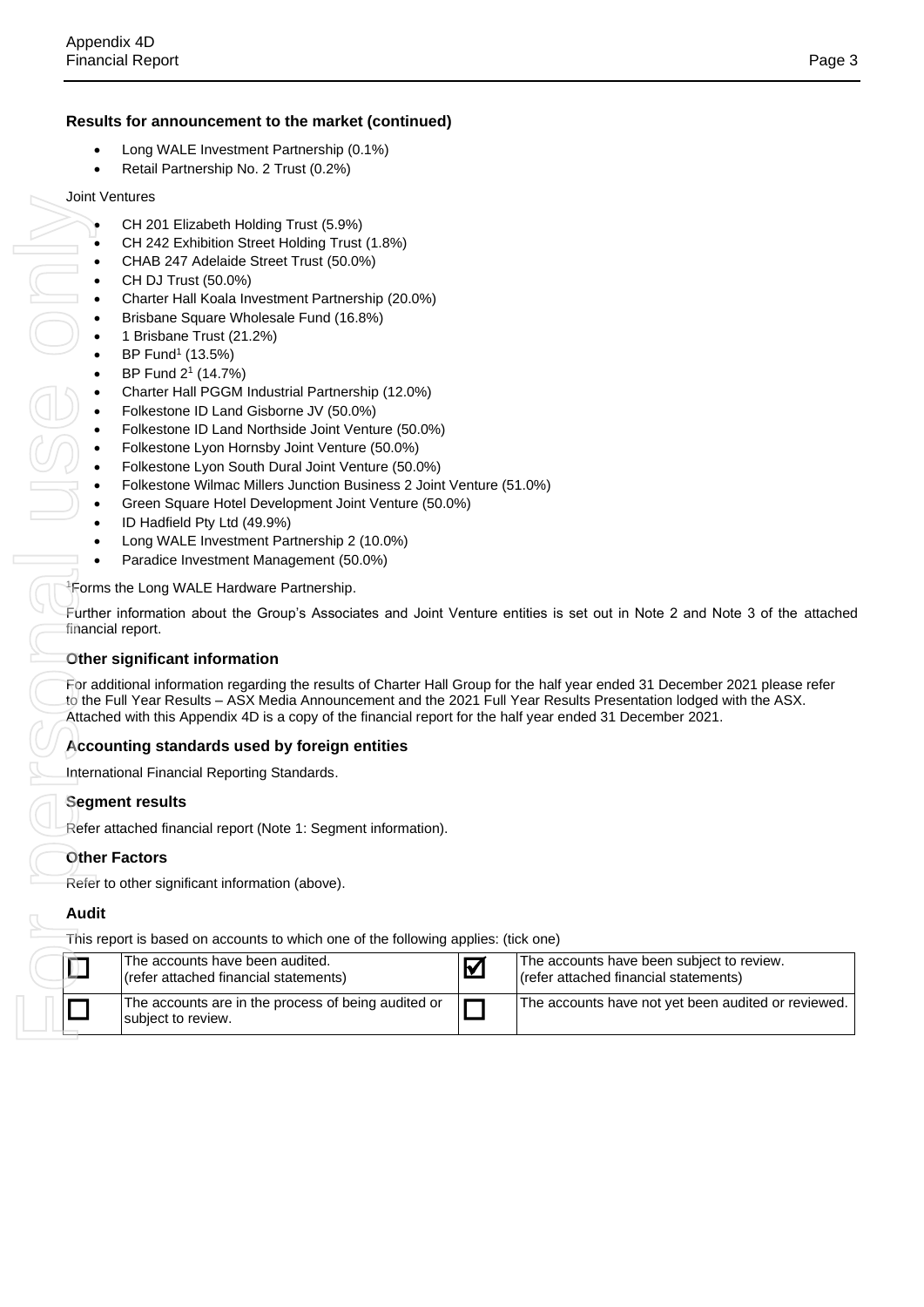## Results for announcement to the market (continued)

- Long WALE Investment Partnership (0.1%)
- Retail Partnership No. 2 Trust (0.2%)

Joint Ventures

- CH 201 Elizabeth Holding Trust (5.9%)
- CH 242 Exhibition Street Holding Trust (1.8%)
- CHAB 247 Adelaide Street Trust (50.0%)
- CH DJ Trust (50.0%)
- Charter Hall Koala Investment Partnership (20.0%)
- Brisbane Square Wholesale Fund (16.8%)
- 1 Brisbane Trust (21.2%)
- BP Fund[1] (13.5%)
- BP Fund 2[1] (14.7%)
- Charter Hall PGGM Industrial Partnership (12.0%)
- Folkestone ID Land Gisborne JV (50.0%)
- Folkestone ID Land Northside Joint Venture (50.0%)
- Folkestone Lyon Hornsby Joint Venture (50.0%)
- Folkestone Lyon South Dural Joint Venture (50.0%)
- Folkestone Wilmac Millers Junction Business 2 Joint Venture (51.0%)
- Green Square Hotel Development Joint Venture (50.0%)
- ID Hadfield Pty Ltd (49.9%)
- Long WALE Investment Partnership 2 (10.0%)
- Paradice Investment Management (50.0%)

[1]Forms the Long WALE Hardware Partnership.

Further information about the Group's Associates and Joint Venture entities is set out in Note 2 and Note 3 of the attached financial report.

## Other significant information

For additional information regarding the results of Charter Hall Group for the half year ended 31 December 2021 please refer to the Full Year Results – ASX Media Announcement and the 2021 Full Year Results Presentation lodged with the ASX. Attached with this Appendix 4D is a copy of the financial report for the half year ended 31 December 2021.

## Accounting standards used by foreign entities

International Financial Reporting Standards.

## Segment results

Refer attached financial report (Note 1: Segment information).

## Other Factors

Refer to other significant information (above).

## Audit

This report is based on accounts to which one of the following applies: (tick one)

| | | | |
|---|---|---|---|
| ☐ | The accounts have been audited. (refer attached financial statements) | ☑ | The accounts have been subject to review. (refer attached financial statements) |
| ☐ | The accounts are in the process of being audited or subject to review. | ☐ | The accounts have not yet been audited or reviewed. |